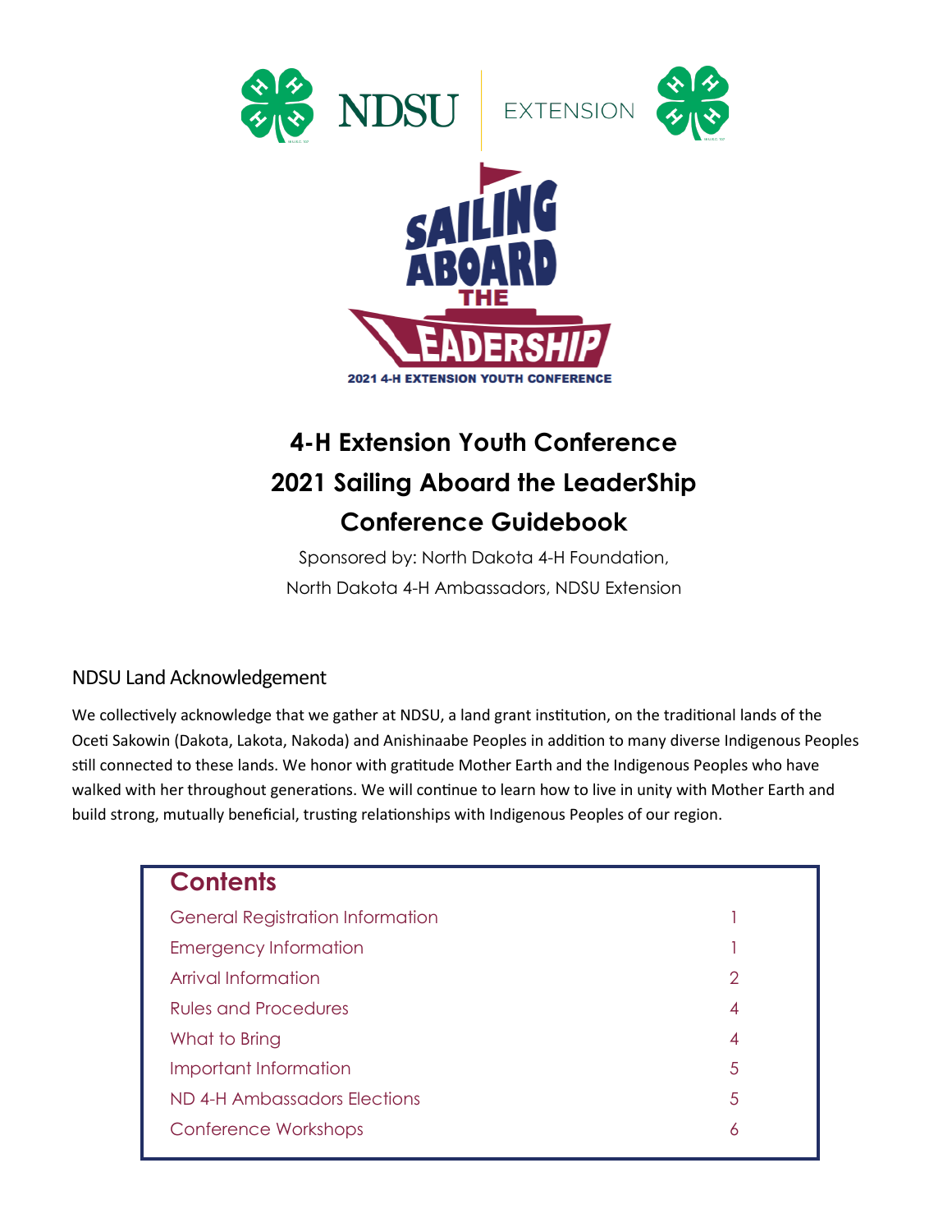# 4-H Extension Youth Conference
# 2021 Sailing Aboard the LeaderShip
# Conference Guidebook

Sponsored by: North Dakota 4-H Foundation,
North Dakota 4-H Ambassadors, NDSU Extension

## NDSU Land Acknowledgement

We collectively acknowledge that we gather at NDSU, a land grant institution, on the traditional lands of the Oceti Sakowin (Dakota, Lakota, Nakoda) and Anishinaabe Peoples in addition to many diverse Indigenous Peoples still connected to these lands. We honor with gratitude Mother Earth and the Indigenous Peoples who have walked with her throughout generations. We will continue to learn how to live in unity with Mother Earth and build strong, mutually beneficial, trusting relationships with Indigenous Peoples of our region.

## Contents

| | |
|---|---|
| General Registration Information | 1 |
| Emergency Information | 1 |
| Arrival Information | 2 |
| Rules and Procedures | 4 |
| What to Bring | 4 |
| Important Information | 5 |
| ND 4-H Ambassadors Elections | 5 |
| Conference Workshops | 6 |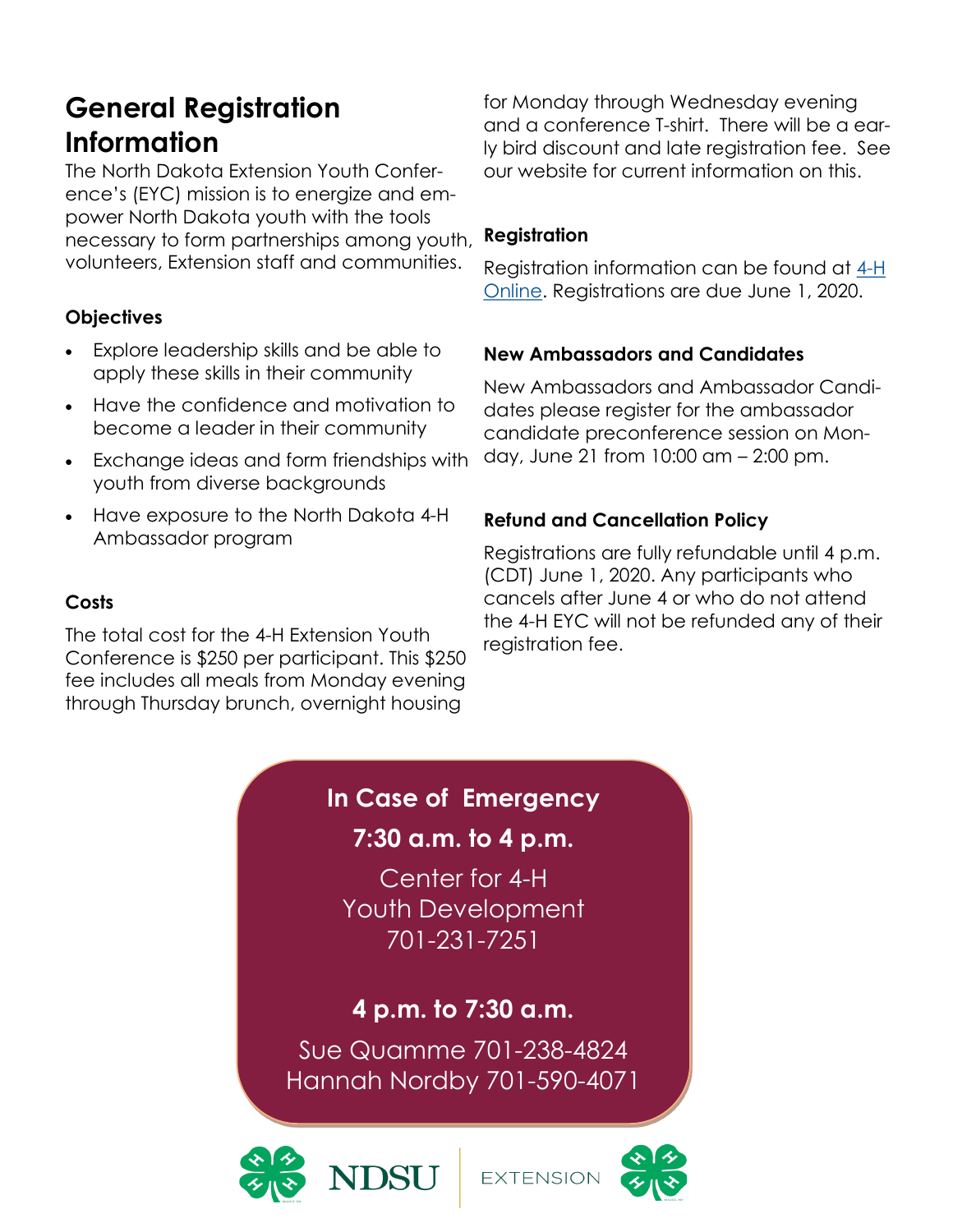# General Registration Information

The North Dakota Extension Youth Conference's (EYC) mission is to energize and empower North Dakota youth with the tools necessary to form partnerships among youth, volunteers, Extension staff and communities.

### Objectives

- Explore leadership skills and be able to apply these skills in their community
- Have the confidence and motivation to become a leader in their community
- Exchange ideas and form friendships with youth from diverse backgrounds
- Have exposure to the North Dakota 4-H Ambassador program

### Costs

The total cost for the 4-H Extension Youth Conference is $250 per participant. This $250 fee includes all meals from Monday evening through Thursday brunch, overnight housing for Monday through Wednesday evening and a conference T-shirt. There will be a early bird discount and late registration fee. See our website for current information on this.

### Registration

Registration information can be found at [4-H Online](). Registrations are due June 1, 2020.

### New Ambassadors and Candidates

New Ambassadors and Ambassador Candidates please register for the ambassador candidate preconference session on Monday, June 21 from 10:00 am – 2:00 pm.

### Refund and Cancellation Policy

Registrations are fully refundable until 4 p.m. (CDT) June 1, 2020. Any participants who cancels after June 4 or who do not attend the 4-H EYC will not be refunded any of their registration fee.

**In Case of Emergency**

**7:30 a.m. to 4 p.m.**

Center for 4-H
Youth Development
701-231-7251

**4 p.m. to 7:30 a.m.**

Sue Quamme 701-238-4824
Hannah Nordby 701-590-4071

NDSU | EXTENSION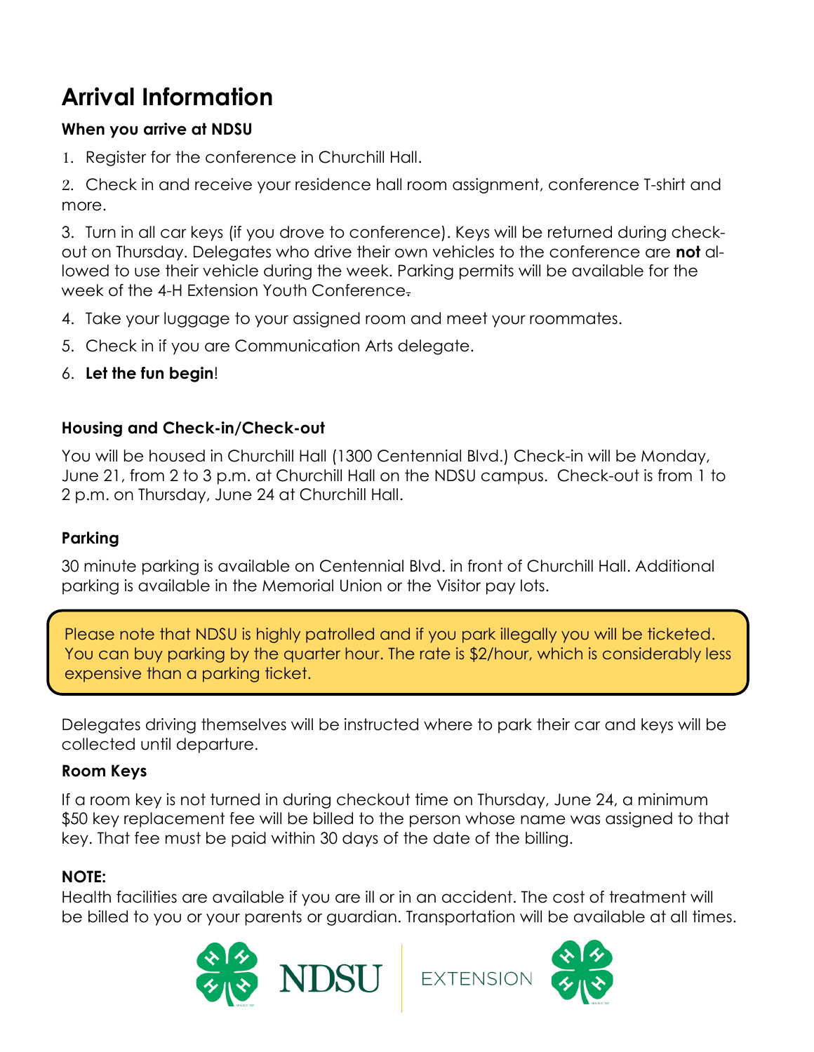# Arrival Information

### When you arrive at NDSU

1. Register for the conference in Churchill Hall.
2. Check in and receive your residence hall room assignment, conference T-shirt and more.
3. Turn in all car keys (if you drove to conference). Keys will be returned during check-out on Thursday. Delegates who drive their own vehicles to the conference are **not** allowed to use their vehicle during the week. Parking permits will be available for the week of the 4-H Extension Youth Conference.
4. Take your luggage to your assigned room and meet your roommates.
5. Check in if you are Communication Arts delegate.
6. **Let the fun begin**!

### Housing and Check-in/Check-out

You will be housed in Churchill Hall (1300 Centennial Blvd.) Check-in will be Monday, June 21, from 2 to 3 p.m. at Churchill Hall on the NDSU campus. Check-out is from 1 to 2 p.m. on Thursday, June 24 at Churchill Hall.

### Parking

30 minute parking is available on Centennial Blvd. in front of Churchill Hall. Additional parking is available in the Memorial Union or the Visitor pay lots.

Please note that NDSU is highly patrolled and if you park illegally you will be ticketed. You can buy parking by the quarter hour. The rate is $2/hour, which is considerably less expensive than a parking ticket.

Delegates driving themselves will be instructed where to park their car and keys will be collected until departure.

### Room Keys

If a room key is not turned in during checkout time on Thursday, June 24, a minimum $50 key replacement fee will be billed to the person whose name was assigned to that key. That fee must be paid within 30 days of the date of the billing.

### NOTE:

Health facilities are available if you are ill or in an accident. The cost of treatment will be billed to you or your parents or guardian. Transportation will be available at all times.

NDSU | EXTENSION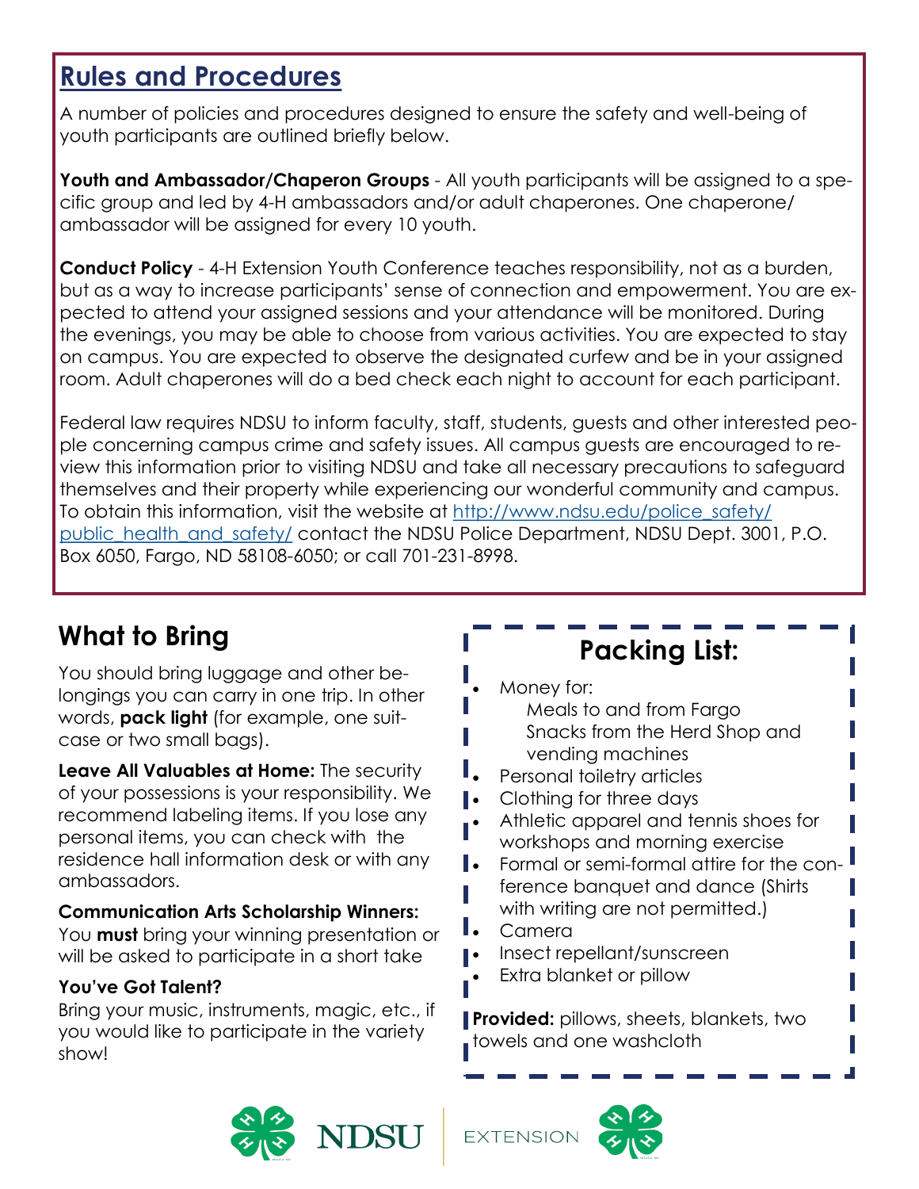## Rules and Procedures

A number of policies and procedures designed to ensure the safety and well-being of youth participants are outlined briefly below.

**Youth and Ambassador/Chaperon Groups** - All youth participants will be assigned to a specific group and led by 4-H ambassadors and/or adult chaperones. One chaperone/ ambassador will be assigned for every 10 youth.

**Conduct Policy** - 4-H Extension Youth Conference teaches responsibility, not as a burden, but as a way to increase participants' sense of connection and empowerment. You are expected to attend your assigned sessions and your attendance will be monitored. During the evenings, you may be able to choose from various activities. You are expected to stay on campus. You are expected to observe the designated curfew and be in your assigned room. Adult chaperones will do a bed check each night to account for each participant.

Federal law requires NDSU to inform faculty, staff, students, guests and other interested people concerning campus crime and safety issues. All campus guests are encouraged to review this information prior to visiting NDSU and take all necessary precautions to safeguard themselves and their property while experiencing our wonderful community and campus. To obtain this information, visit the website at http://www.ndsu.edu/police_safety/public_health_and_safety/ contact the NDSU Police Department, NDSU Dept. 3001, P.O. Box 6050, Fargo, ND 58108-6050; or call 701-231-8998.

## What to Bring

You should bring luggage and other belongings you can carry in one trip. In other words, **pack light** (for example, one suitcase or two small bags).

**Leave All Valuables at Home:** The security of your possessions is your responsibility. We recommend labeling items. If you lose any personal items, you can check with the residence hall information desk or with any ambassadors.

**Communication Arts Scholarship Winners:**
You **must** bring your winning presentation or will be asked to participate in a short take

**You've Got Talent?**
Bring your music, instruments, magic, etc., if you would like to participate in the variety show!

### Packing List:

- Money for:
  - Meals to and from Fargo
  - Snacks from the Herd Shop and vending machines
- Personal toiletry articles
- Clothing for three days
- Athletic apparel and tennis shoes for workshops and morning exercise
- Formal or semi-formal attire for the conference banquet and dance (Shirts with writing are not permitted.)
- Camera
- Insect repellant/sunscreen
- Extra blanket or pillow

**Provided:** pillows, sheets, blankets, two towels and one washcloth

NDSU EXTENSION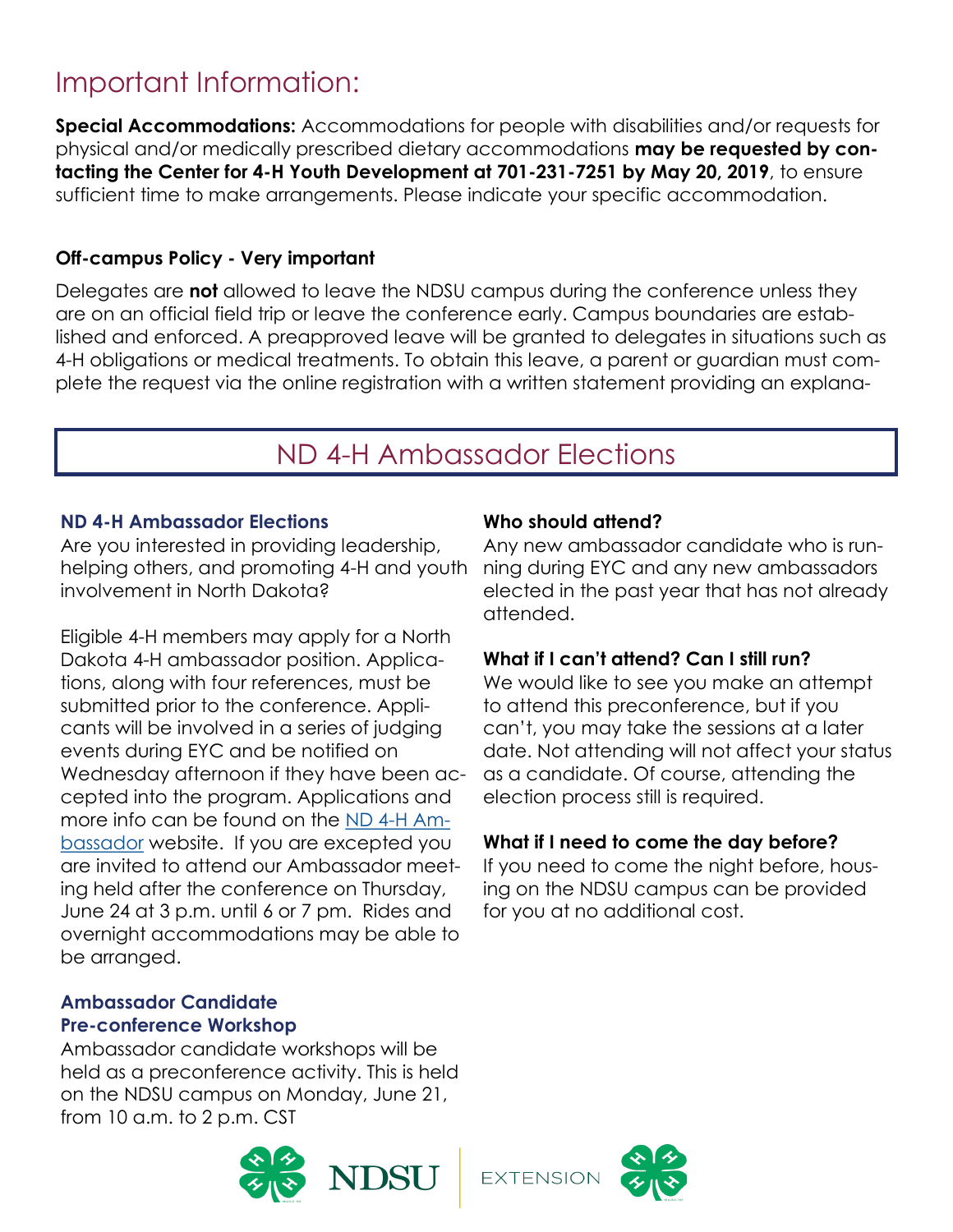# Important Information:

**Special Accommodations:** Accommodations for people with disabilities and/or requests for physical and/or medically prescribed dietary accommodations **may be requested by contacting the Center for 4-H Youth Development at 701-231-7251 by May 20, 2019**, to ensure sufficient time to make arrangements. Please indicate your specific accommodation.

**Off-campus Policy - Very important**

Delegates are **not** allowed to leave the NDSU campus during the conference unless they are on an official field trip or leave the conference early. Campus boundaries are established and enforced. A preapproved leave will be granted to delegates in situations such as 4-H obligations or medical treatments. To obtain this leave, a parent or guardian must complete the request via the online registration with a written statement providing an explana-

## ND 4-H Ambassador Elections

### ND 4-H Ambassador Elections

Are you interested in providing leadership, helping others, and promoting 4-H and youth involvement in North Dakota?

Eligible 4-H members may apply for a North Dakota 4-H ambassador position. Applications, along with four references, must be submitted prior to the conference. Applicants will be involved in a series of judging events during EYC and be notified on Wednesday afternoon if they have been accepted into the program. Applications and more info can be found on the ND 4-H Ambassador website. If you are excepted you are invited to attend our Ambassador meeting held after the conference on Thursday, June 24 at 3 p.m. until 6 or 7 pm. Rides and overnight accommodations may be able to be arranged.

### Ambassador Candidate Pre-conference Workshop

Ambassador candidate workshops will be held as a preconference activity. This is held on the NDSU campus on Monday, June 21, from 10 a.m. to 2 p.m. CST

**Who should attend?**

Any new ambassador candidate who is running during EYC and any new ambassadors elected in the past year that has not already attended.

**What if I can't attend? Can I still run?**

We would like to see you make an attempt to attend this preconference, but if you can't, you may take the sessions at a later date. Not attending will not affect your status as a candidate. Of course, attending the election process still is required.

**What if I need to come the day before?**

If you need to come the night before, housing on the NDSU campus can be provided for you at no additional cost.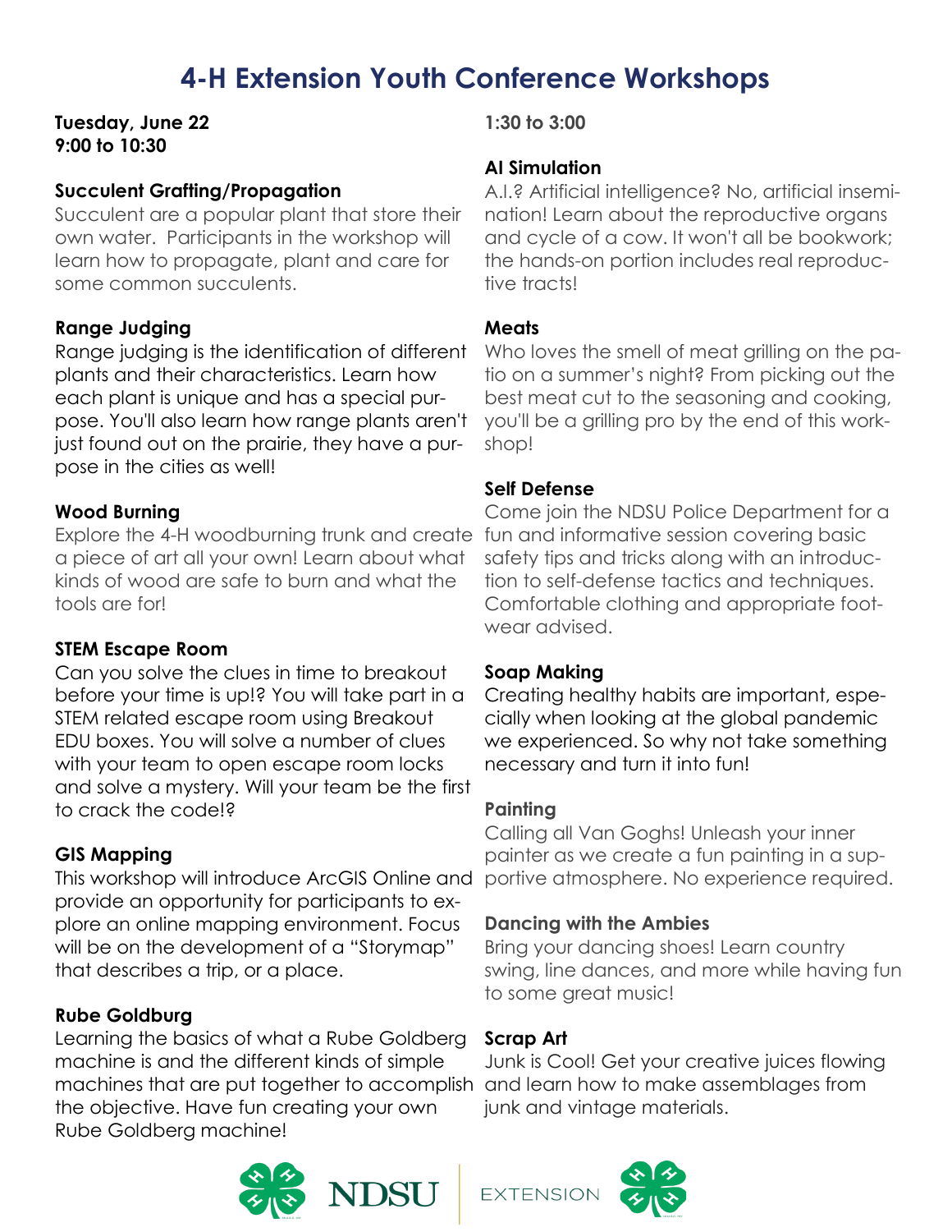# 4-H Extension Youth Conference Workshops

**Tuesday, June 22**
**9:00 to 10:30**

### Succulent Grafting/Propagation

Succulent are a popular plant that store their own water. Participants in the workshop will learn how to propagate, plant and care for some common succulents.

### Range Judging

Range judging is the identification of different plants and their characteristics. Learn how each plant is unique and has a special purpose. You'll also learn how range plants aren't just found out on the prairie, they have a purpose in the cities as well!

### Wood Burning

Explore the 4-H woodburning trunk and create a piece of art all your own! Learn about what kinds of wood are safe to burn and what the tools are for!

### STEM Escape Room

Can you solve the clues in time to breakout before your time is up!? You will take part in a STEM related escape room using Breakout EDU boxes. You will solve a number of clues with your team to open escape room locks and solve a mystery. Will your team be the first to crack the code!?

### GIS Mapping

This workshop will introduce ArcGIS Online and provide an opportunity for participants to explore an online mapping environment. Focus will be on the development of a "Storymap" that describes a trip, or a place.

### Rube Goldburg

Learning the basics of what a Rube Goldberg machine is and the different kinds of simple machines that are put together to accomplish the objective. Have fun creating your own Rube Goldberg machine!

**1:30 to 3:00**

### AI Simulation

A.I.? Artificial intelligence? No, artificial insemination! Learn about the reproductive organs and cycle of a cow. It won't all be bookwork; the hands-on portion includes real reproductive tracts!

### Meats

Who loves the smell of meat grilling on the patio on a summer's night? From picking out the best meat cut to the seasoning and cooking, you'll be a grilling pro by the end of this workshop!

### Self Defense

Come join the NDSU Police Department for a fun and informative session covering basic safety tips and tricks along with an introduction to self-defense tactics and techniques. Comfortable clothing and appropriate footwear advised.

### Soap Making

Creating healthy habits are important, especially when looking at the global pandemic we experienced. So why not take something necessary and turn it into fun!

### Painting

Calling all Van Goghs! Unleash your inner painter as we create a fun painting in a supportive atmosphere. No experience required.

### Dancing with the Ambies

Bring your dancing shoes! Learn country swing, line dances, and more while having fun to some great music!

### Scrap Art

Junk is Cool! Get your creative juices flowing and learn how to make assemblages from junk and vintage materials.

NDSU EXTENSION